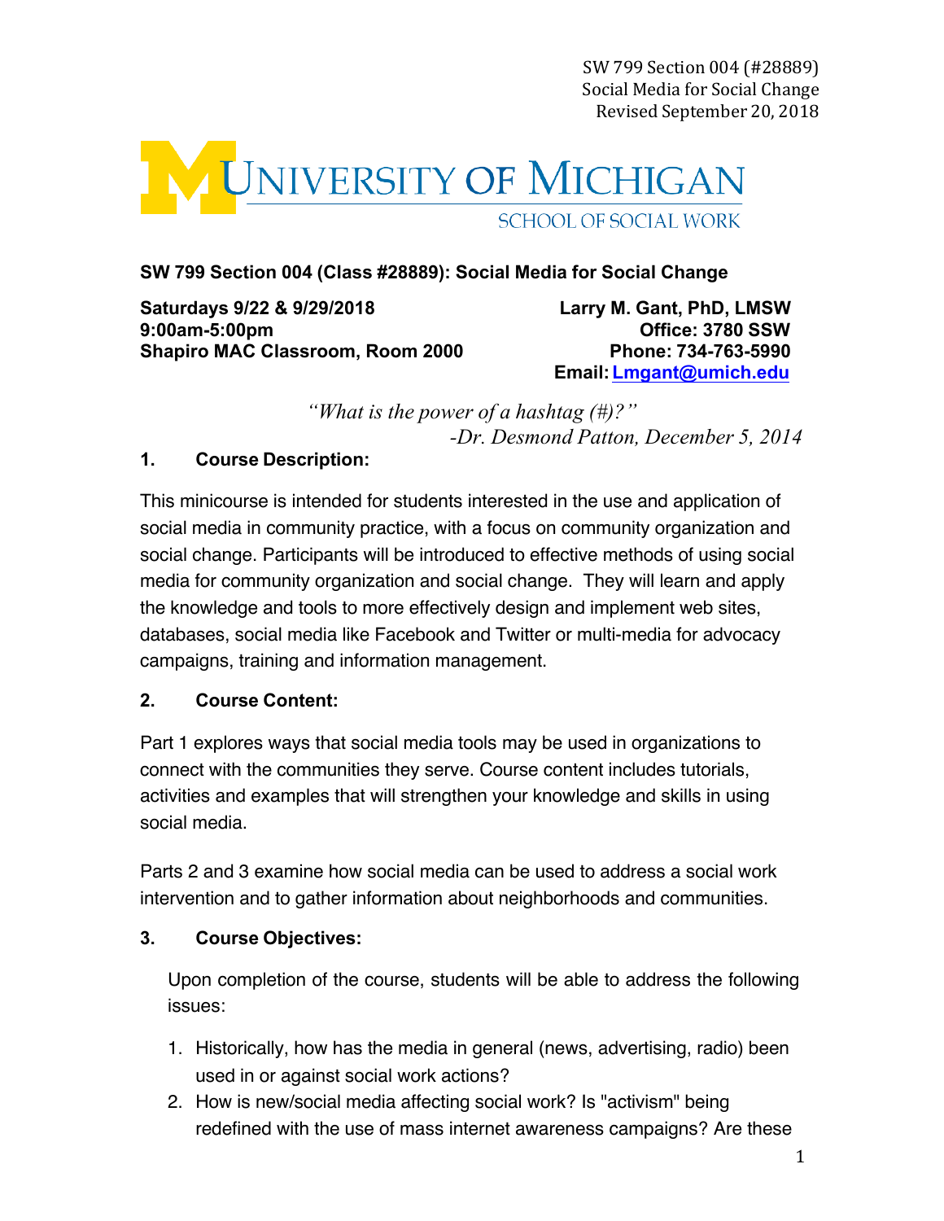SW 799 Section 004 (#28889)
Social Media for Social Change
Revised September 20, 2018

UNIVERSITY OF MICHIGAN
SCHOOL OF SOCIAL WORK

**SW 799 Section 004 (Class #28889): Social Media for Social Change**

**Saturdays 9/22 & 9/29/2018**
**9:00am-5:00pm**
**Shapiro MAC Classroom, Room 2000**

**Larry M. Gant, PhD, LMSW**
**Office: 3780 SSW**
**Phone: 734-763-5990**
**Email: [Lmgant@umich.edu](mailto:Lmgant@umich.edu)**

*"What is the power of a hashtag (#)?"*
*-Dr. Desmond Patton, December 5, 2014*

## 1. Course Description:

This minicourse is intended for students interested in the use and application of social media in community practice, with a focus on community organization and social change. Participants will be introduced to effective methods of using social media for community organization and social change. They will learn and apply the knowledge and tools to more effectively design and implement web sites, databases, social media like Facebook and Twitter or multi-media for advocacy campaigns, training and information management.

## 2. Course Content:

Part 1 explores ways that social media tools may be used in organizations to connect with the communities they serve. Course content includes tutorials, activities and examples that will strengthen your knowledge and skills in using social media.

Parts 2 and 3 examine how social media can be used to address a social work intervention and to gather information about neighborhoods and communities.

## 3. Course Objectives:

Upon completion of the course, students will be able to address the following issues:

1. Historically, how has the media in general (news, advertising, radio) been used in or against social work actions?
2. How is new/social media affecting social work? Is "activism" being redefined with the use of mass internet awareness campaigns? Are these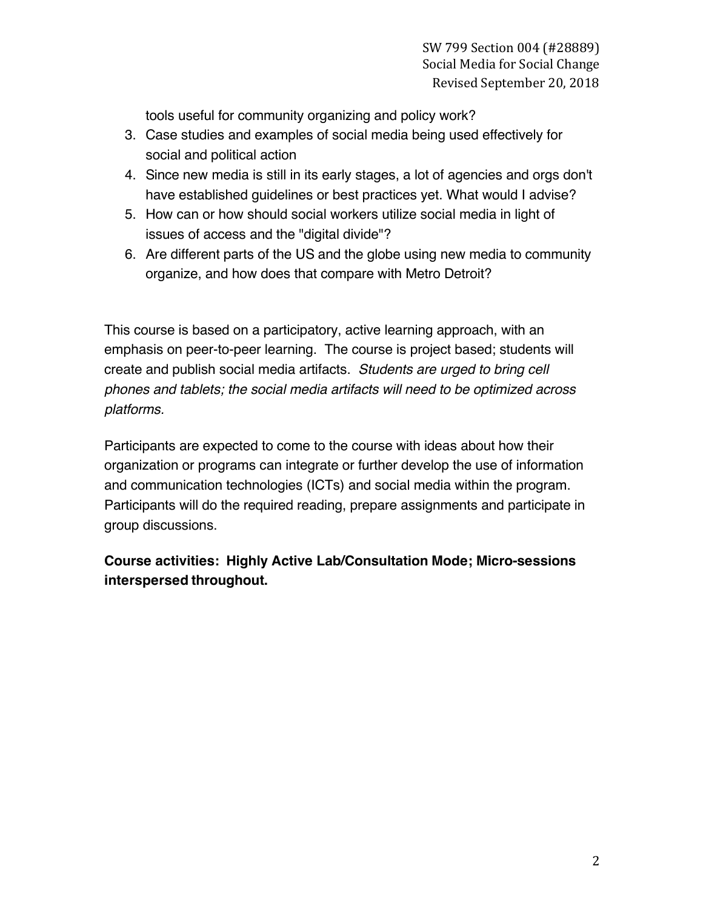tools useful for community organizing and policy work?

3. Case studies and examples of social media being used effectively for social and political action
4. Since new media is still in its early stages, a lot of agencies and orgs don't have established guidelines or best practices yet. What would I advise?
5. How can or how should social workers utilize social media in light of issues of access and the "digital divide"?
6. Are different parts of the US and the globe using new media to community organize, and how does that compare with Metro Detroit?

This course is based on a participatory, active learning approach, with an emphasis on peer-to-peer learning. The course is project based; students will create and publish social media artifacts. *Students are urged to bring cell phones and tablets; the social media artifacts will need to be optimized across platforms.*

Participants are expected to come to the course with ideas about how their organization or programs can integrate or further develop the use of information and communication technologies (ICTs) and social media within the program. Participants will do the required reading, prepare assignments and participate in group discussions.

**Course activities: Highly Active Lab/Consultation Mode; Micro-sessions interspersed throughout.**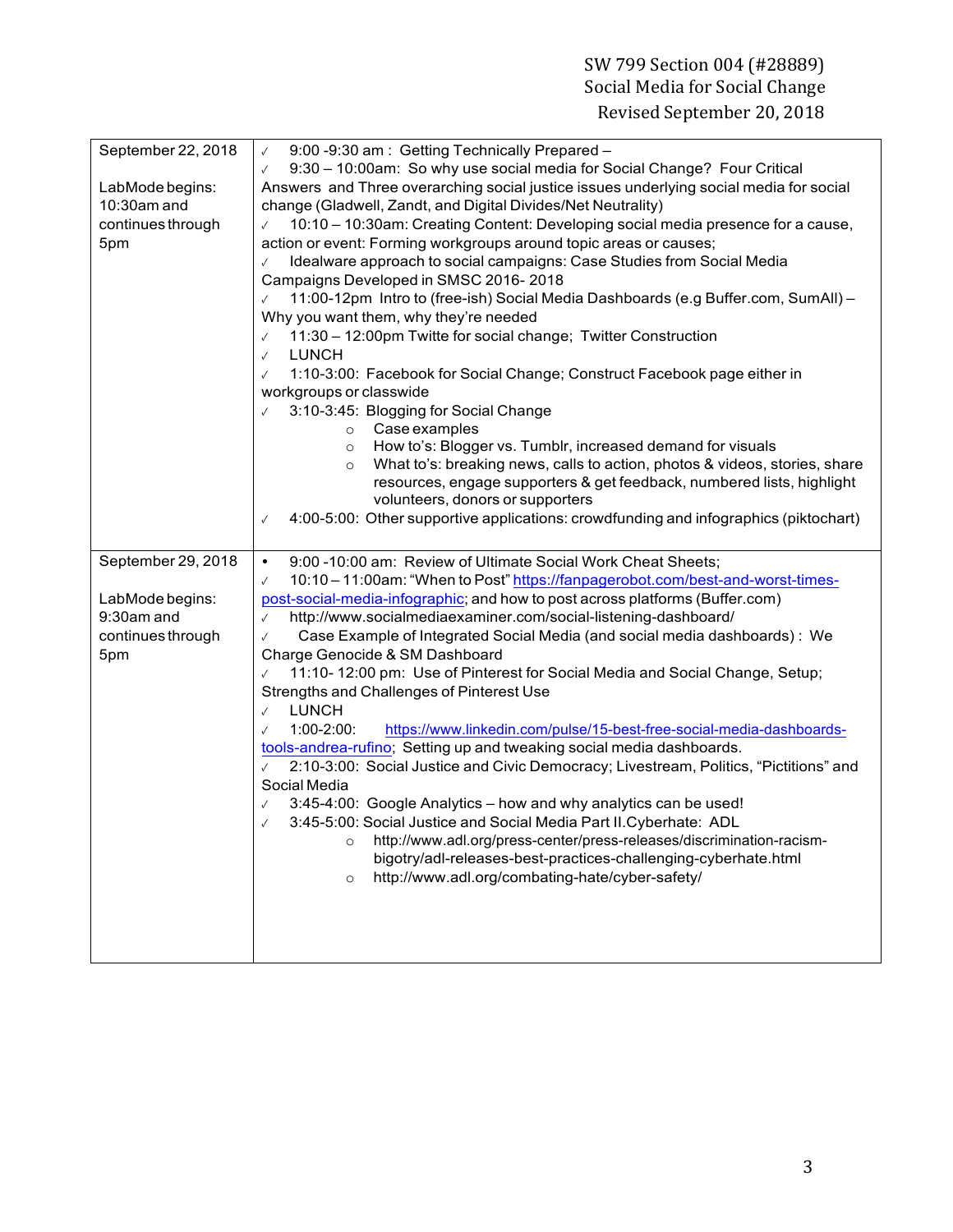| | |
|---|---|
| September 22, 2018<br><br>LabMode begins: 10:30am and continues through 5pm | ✓ 9:00 -9:30 am : Getting Technically Prepared –<br>✓ 9:30 – 10:00am: So why use social media for Social Change? Four Critical Answers and Three overarching social justice issues underlying social media for social change (Gladwell, Zandt, and Digital Divides/Net Neutrality)<br>✓ 10:10 – 10:30am: Creating Content: Developing social media presence for a cause, action or event: Forming workgroups around topic areas or causes;<br>✓ Idealware approach to social campaigns: Case Studies from Social Media Campaigns Developed in SMSC 2016- 2018<br>✓ 11:00-12pm Intro to (free-ish) Social Media Dashboards (e.g Buffer.com, SumAll) – Why you want them, why they're needed<br>✓ 11:30 – 12:00pm Twitte for social change; Twitter Construction<br>✓ LUNCH<br>✓ 1:10-3:00: Facebook for Social Change; Construct Facebook page either in workgroups or classwide<br>✓ 3:10-3:45: Blogging for Social Change<br>○ Case examples<br>○ How to's: Blogger vs. Tumblr, increased demand for visuals<br>○ What to's: breaking news, calls to action, photos & videos, stories, share resources, engage supporters & get feedback, numbered lists, highlight volunteers, donors or supporters<br>✓ 4:00-5:00: Other supportive applications: crowdfunding and infographics (piktochart) |
| September 29, 2018<br><br>LabMode begins: 9:30am and continues through 5pm | • 9:00 -10:00 am: Review of Ultimate Social Work Cheat Sheets;<br>✓ 10:10 – 11:00am: "When to Post" https://fanpagerobot.com/best-and-worst-times-post-social-media-infographic; and how to post across platforms (Buffer.com)<br>✓ http://www.socialmediaexaminer.com/social-listening-dashboard/<br>✓ Case Example of Integrated Social Media (and social media dashboards) : We Charge Genocide & SM Dashboard<br>✓ 11:10- 12:00 pm: Use of Pinterest for Social Media and Social Change, Setup; Strengths and Challenges of Pinterest Use<br>✓ LUNCH<br>✓ 1:00-2:00: https://www.linkedin.com/pulse/15-best-free-social-media-dashboards-tools-andrea-rufino; Setting up and tweaking social media dashboards.<br>✓ 2:10-3:00: Social Justice and Civic Democracy; Livestream, Politics, "Pictitions" and Social Media<br>✓ 3:45-4:00: Google Analytics – how and why analytics can be used!<br>✓ 3:45-5:00: Social Justice and Social Media Part II.Cyberhate: ADL<br>○ http://www.adl.org/press-center/press-releases/discrimination-racism-bigotry/adl-releases-best-practices-challenging-cyberhate.html<br>○ http://www.adl.org/combating-hate/cyber-safety/ |